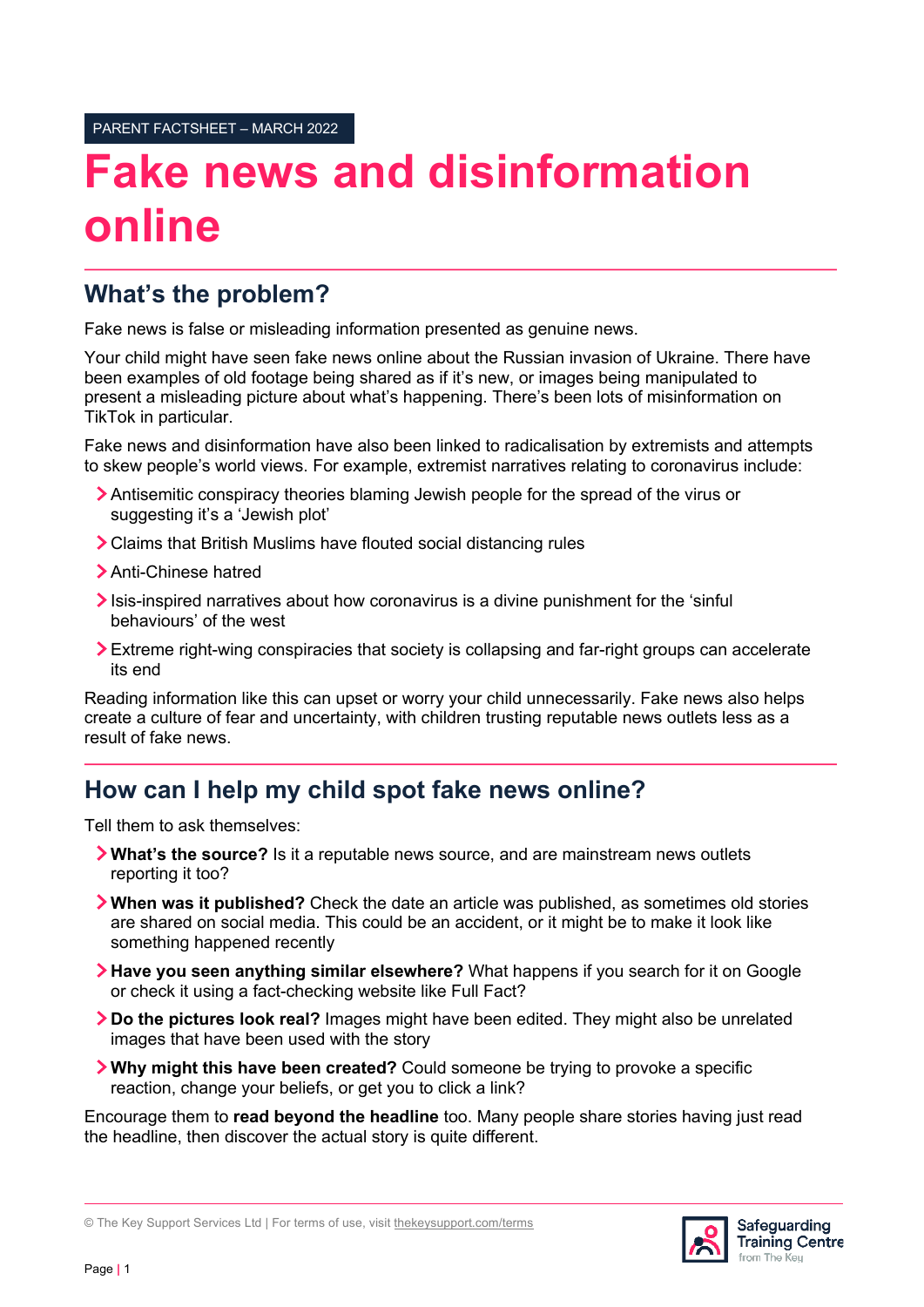PARENT FACTSHEET – MARCH 2022

# Fake news and disinformation online

## What's the problem?

Fake news is false or misleading information presented as genuine news.

Your child might have seen fake news online about the Russian invasion of Ukraine. There have been examples of old footage being shared as if it's new, or images being manipulated to present a misleading picture about what's happening. There's been lots of misinformation on TikTok in particular.

Fake news and disinformation have also been linked to radicalisation by extremists and attempts to skew people's world views. For example, extremist narratives relating to coronavirus include:

- Antisemitic conspiracy theories blaming Jewish people for the spread of the virus or suggesting it's a 'Jewish plot'
- Claims that British Muslims have flouted social distancing rules
- Anti-Chinese hatred
- Isis-inspired narratives about how coronavirus is a divine punishment for the 'sinful behaviours' of the west
- Extreme right-wing conspiracies that society is collapsing and far-right groups can accelerate its end

Reading information like this can upset or worry your child unnecessarily. Fake news also helps create a culture of fear and uncertainty, with children trusting reputable news outlets less as a result of fake news.

## How can I help my child spot fake news online?

Tell them to ask themselves:

- **What's the source?** Is it a reputable news source, and are mainstream news outlets reporting it too?
- **When was it published?** Check the date an article was published, as sometimes old stories are shared on social media. This could be an accident, or it might be to make it look like something happened recently
- **Have you seen anything similar elsewhere?** What happens if you search for it on Google or check it using a fact-checking website like Full Fact?
- **Do the pictures look real?** Images might have been edited. They might also be unrelated images that have been used with the story
- **Why might this have been created?** Could someone be trying to provoke a specific reaction, change your beliefs, or get you to click a link?

Encourage them to **read beyond the headline** too. Many people share stories having just read the headline, then discover the actual story is quite different.

© The Key Support Services Ltd | For terms of use, visit thekeysupport.com/terms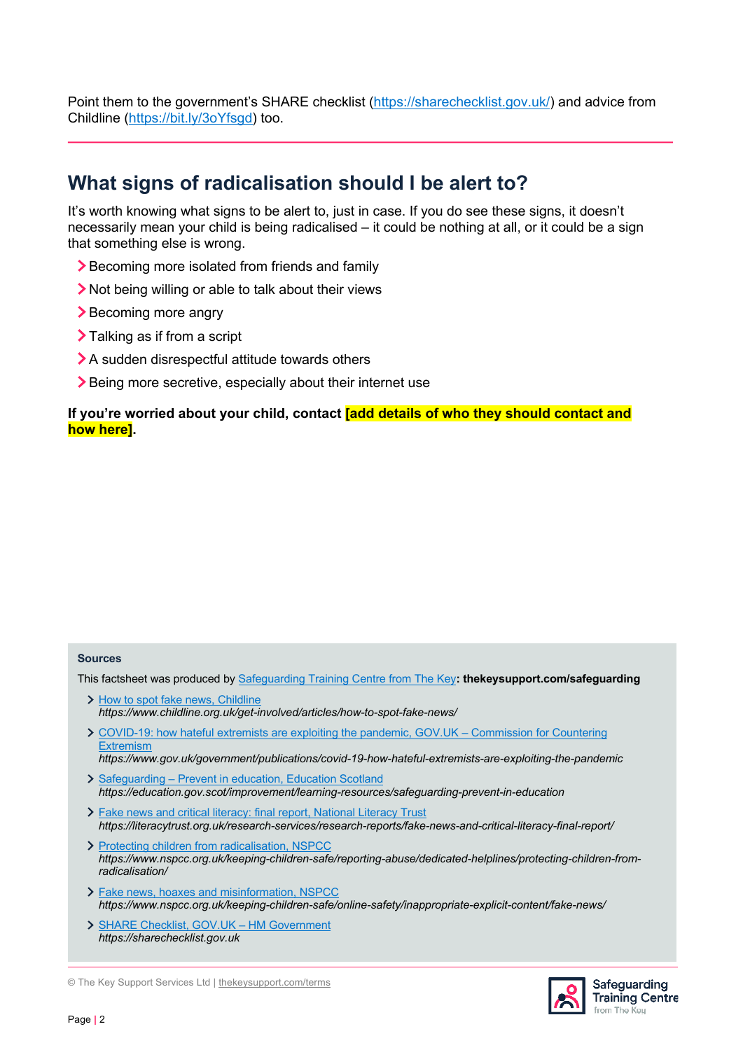Point them to the government's SHARE checklist (https://sharechecklist.gov.uk/) and advice from Childline (https://bit.ly/3oYfsgd) too.

## What signs of radicalisation should I be alert to?

It's worth knowing what signs to be alert to, just in case. If you do see these signs, it doesn't necessarily mean your child is being radicalised – it could be nothing at all, or it could be a sign that something else is wrong.

- Becoming more isolated from friends and family
- Not being willing or able to talk about their views
- Becoming more angry
- Talking as if from a script
- A sudden disrespectful attitude towards others
- Being more secretive, especially about their internet use

**If you're worried about your child, contact [add details of who they should contact and how here].**

**Sources**

This factsheet was produced by Safeguarding Training Centre from The Key: **thekeysupport.com/safeguarding**

- How to spot fake news, Childline
  *https://www.childline.org.uk/get-involved/articles/how-to-spot-fake-news/*
- COVID-19: how hateful extremists are exploiting the pandemic, GOV.UK – Commission for Countering Extremism
  *https://www.gov.uk/government/publications/covid-19-how-hateful-extremists-are-exploiting-the-pandemic*
- Safeguarding – Prevent in education, Education Scotland
  *https://education.gov.scot/improvement/learning-resources/safeguarding-prevent-in-education*
- Fake news and critical literacy: final report, National Literacy Trust
  *https://literacytrust.org.uk/research-services/research-reports/fake-news-and-critical-literacy-final-report/*
- Protecting children from radicalisation, NSPCC
  *https://www.nspcc.org.uk/keeping-children-safe/reporting-abuse/dedicated-helplines/protecting-children-from-radicalisation/*
- Fake news, hoaxes and misinformation, NSPCC
  *https://www.nspcc.org.uk/keeping-children-safe/online-safety/inappropriate-explicit-content/fake-news/*
- SHARE Checklist, GOV.UK – HM Government
  *https://sharechecklist.gov.uk*

© The Key Support Services Ltd | thekeysupport.com/terms